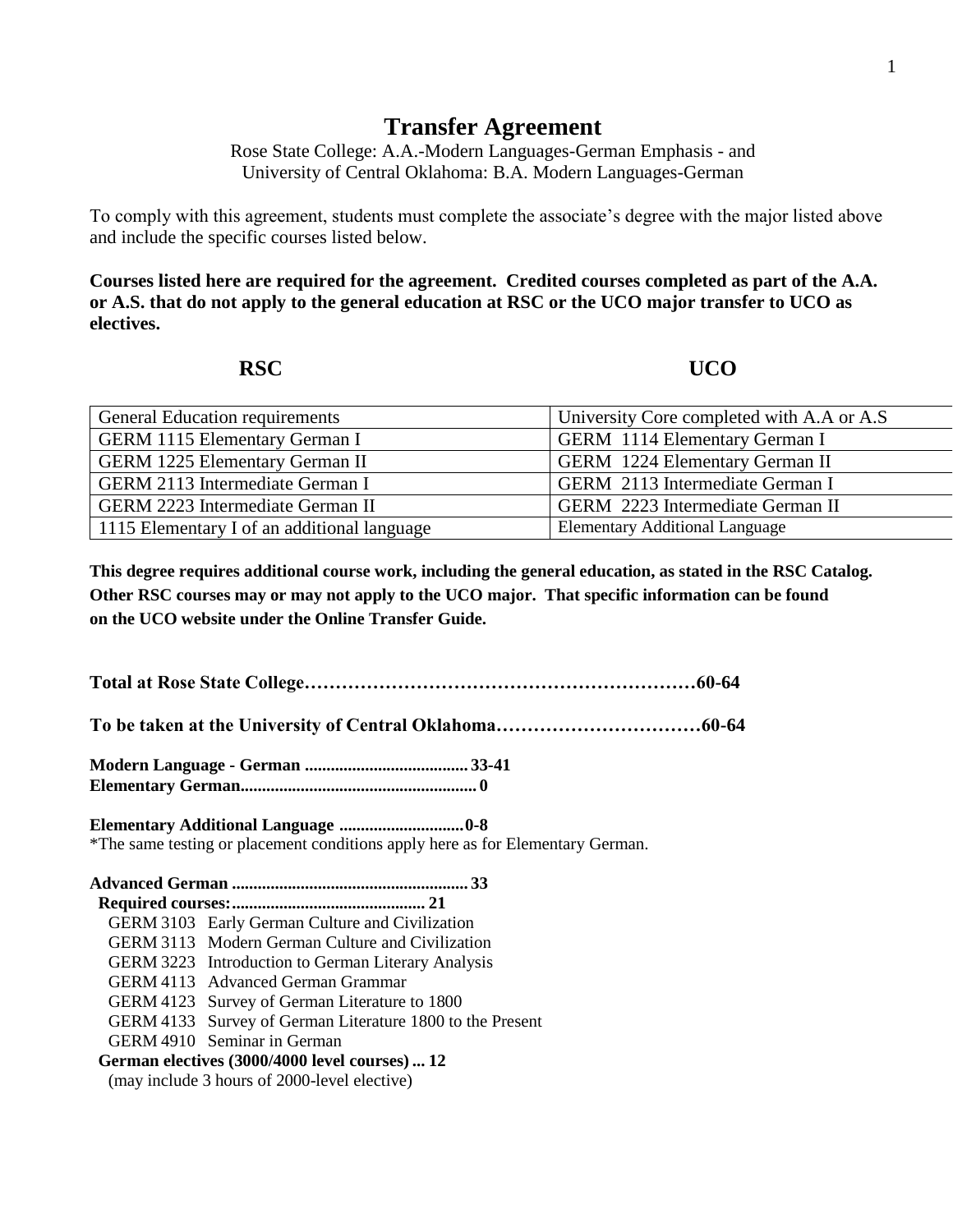# Transfer Agreement

Rose State College: A.A.-Modern Languages-German Emphasis - and
University of Central Oklahoma: B.A. Modern Languages-German

To comply with this agreement, students must complete the associate's degree with the major listed above and include the specific courses listed below.

**Courses listed here are required for the agreement. Credited courses completed as part of the A.A. or A.S. that do not apply to the general education at RSC or the UCO major transfer to UCO as electives.**

| RSC | UCO |
|---|---|
| General Education requirements | University Core completed with A.A or A.S |
| GERM 1115 Elementary German I | GERM 1114 Elementary German I |
| GERM 1225 Elementary German II | GERM 1224 Elementary German II |
| GERM 2113 Intermediate German I | GERM 2113 Intermediate German I |
| GERM 2223 Intermediate German II | GERM 2223 Intermediate German II |
| 1115 Elementary I of an additional language | Elementary Additional Language |

**This degree requires additional course work, including the general education, as stated in the RSC Catalog. Other RSC courses may or may not apply to the UCO major. That specific information can be found on the UCO website under the Online Transfer Guide.**

**Total at Rose State College……………………………………………………60-64**

**To be taken at the University of Central Oklahoma……………………………60-64**

**Modern Language - German ...................................... 33-41**
**Elementary German...................................................... 0**

**Elementary Additional Language ............................. 0-8**
*The same testing or placement conditions apply here as for Elementary German.

**Advanced German ....................................................... 33**

**Required courses:............................................ 21**

- GERM 3103 Early German Culture and Civilization
- GERM 3113 Modern German Culture and Civilization
- GERM 3223 Introduction to German Literary Analysis
- GERM 4113 Advanced German Grammar
- GERM 4123 Survey of German Literature to 1800
- GERM 4133 Survey of German Literature 1800 to the Present
- GERM 4910 Seminar in German

**German electives (3000/4000 level courses) ... 12**
(may include 3 hours of 2000-level elective)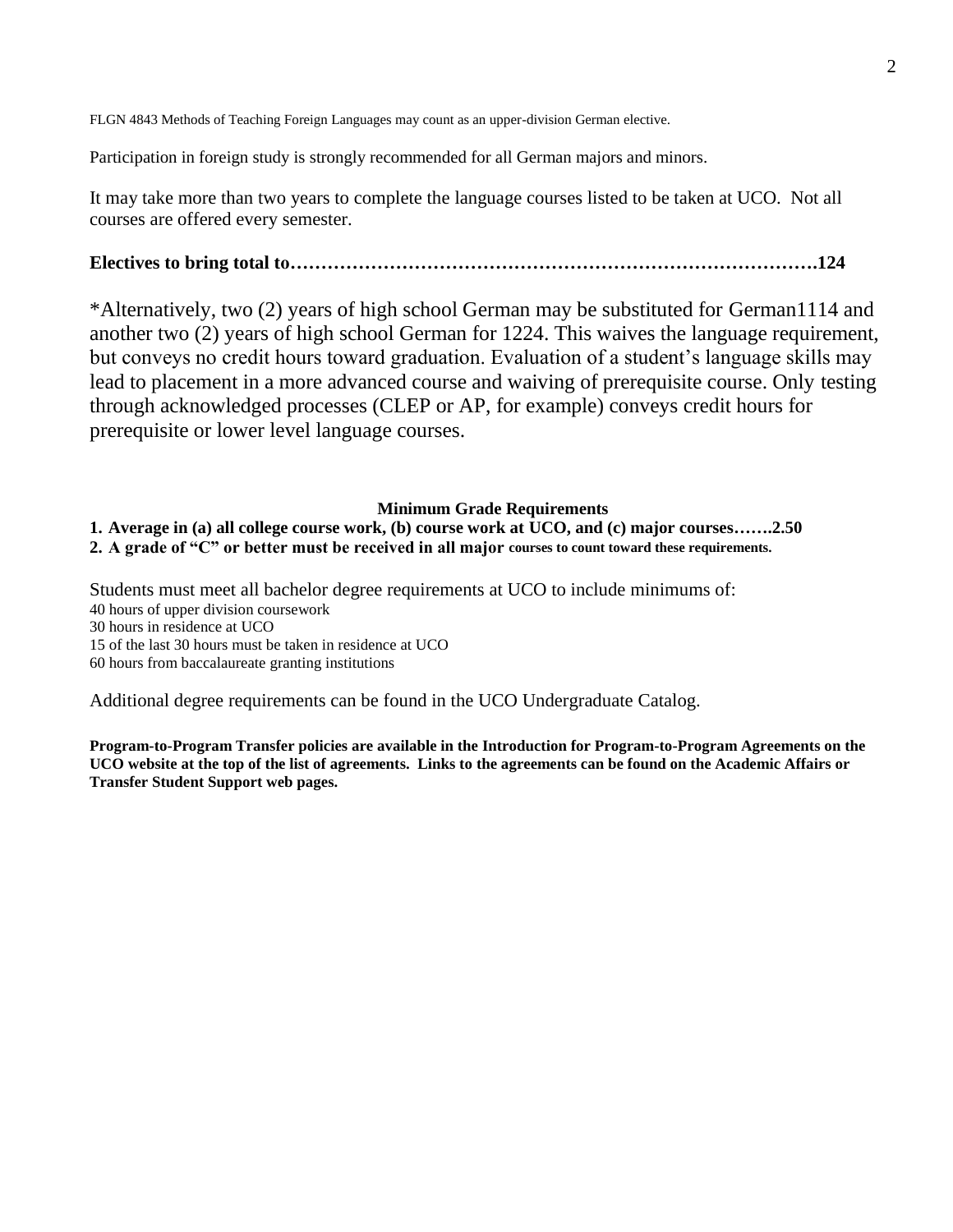FLGN 4843 Methods of Teaching Foreign Languages may count as an upper-division German elective.

Participation in foreign study is strongly recommended for all German majors and minors.

It may take more than two years to complete the language courses listed to be taken at UCO. Not all courses are offered every semester.

**Electives to bring total to……………………………………………………………………….124**

*Alternatively, two (2) years of high school German may be substituted for German1114 and another two (2) years of high school German for 1224. This waives the language requirement, but conveys no credit hours toward graduation. Evaluation of a student's language skills may lead to placement in a more advanced course and waiving of prerequisite course. Only testing through acknowledged processes (CLEP or AP, for example) conveys credit hours for prerequisite or lower level language courses.

**Minimum Grade Requirements**

1. **Average in (a) all college course work, (b) course work at UCO, and (c) major courses…….2.50**
2. **A grade of "C" or better must be received in all major courses to count toward these requirements.**

Students must meet all bachelor degree requirements at UCO to include minimums of:

40 hours of upper division coursework
30 hours in residence at UCO
15 of the last 30 hours must be taken in residence at UCO
60 hours from baccalaureate granting institutions

Additional degree requirements can be found in the UCO Undergraduate Catalog.

**Program-to-Program Transfer policies are available in the Introduction for Program-to-Program Agreements on the UCO website at the top of the list of agreements. Links to the agreements can be found on the Academic Affairs or Transfer Student Support web pages.**